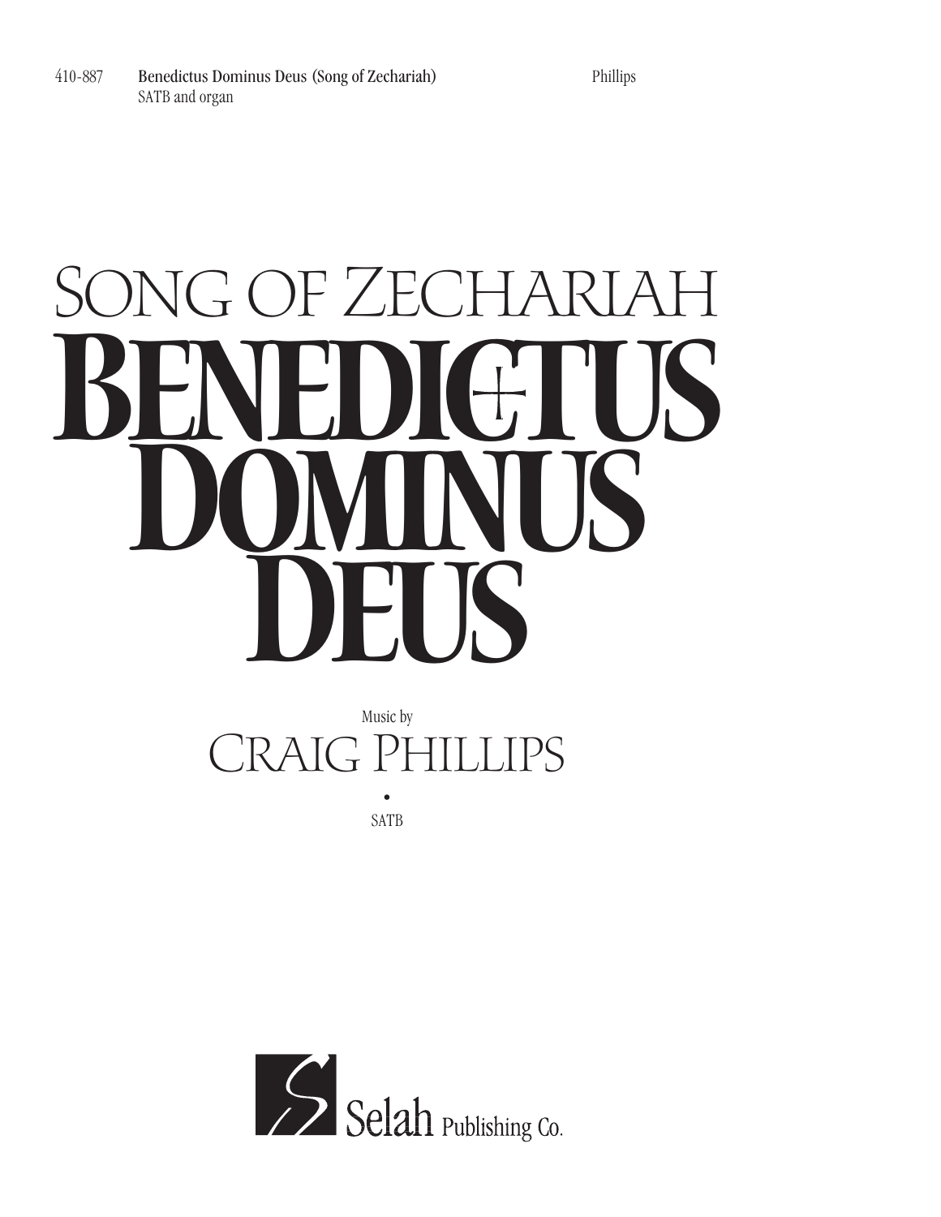410-887 **Benedictus Dominus Deus (Song of Zechariah)** Phillips
SATB and organ

# Song of Zechariah

# Benedictus Dominus Deus

Music by

## Craig Phillips

•

SATB

Selah Publishing Co.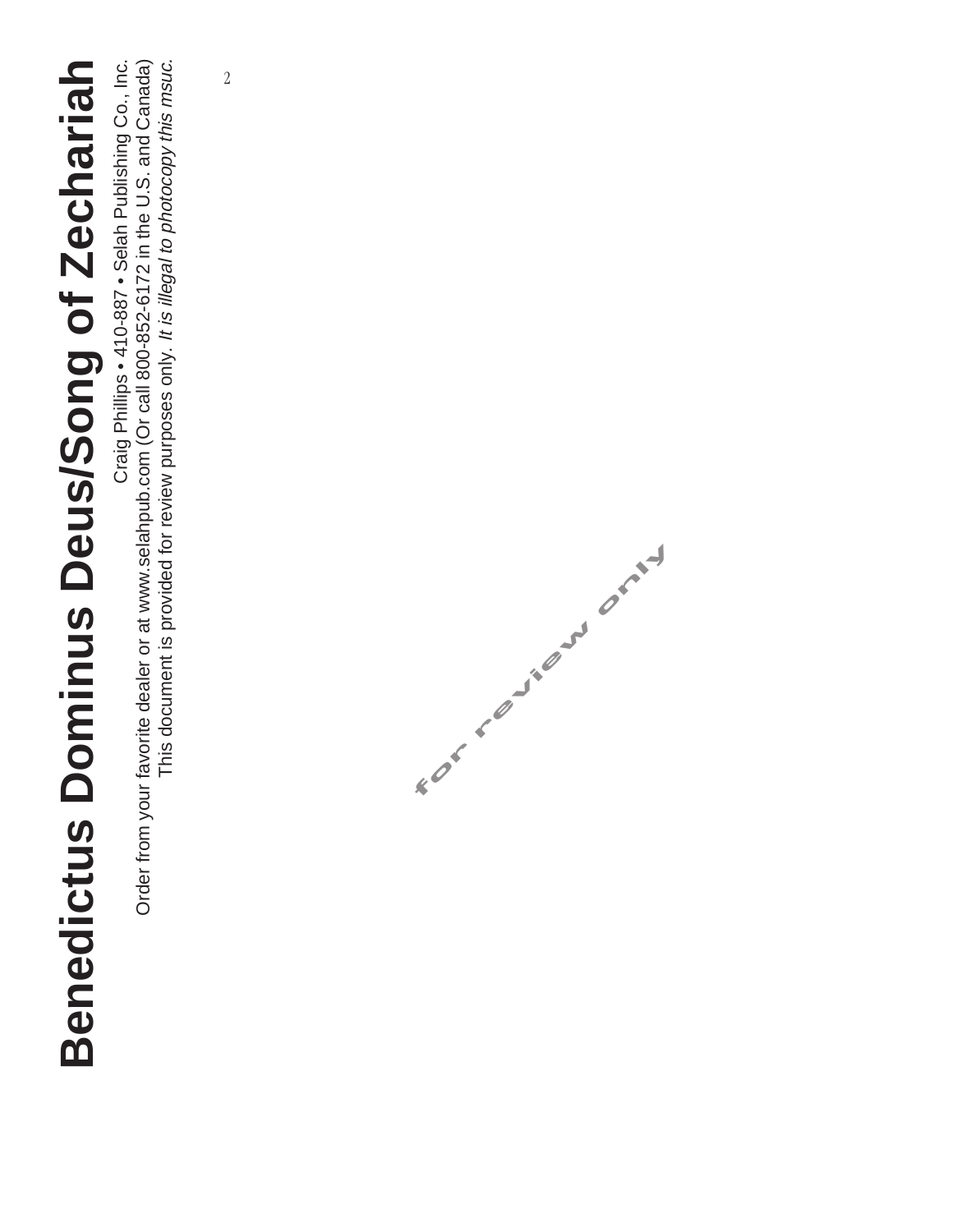# Benedictus Dominus Deus/Song of Zechariah

Craig Phillips • 410-887 • Selah Publishing Co., Inc.

Order from your favorite dealer or at www.selahpub.com (Or call 800-852-6172 in the U.S. and Canada)

This document is provided for review purposes only. *It is illegal to photocopy this msuc.*

for review only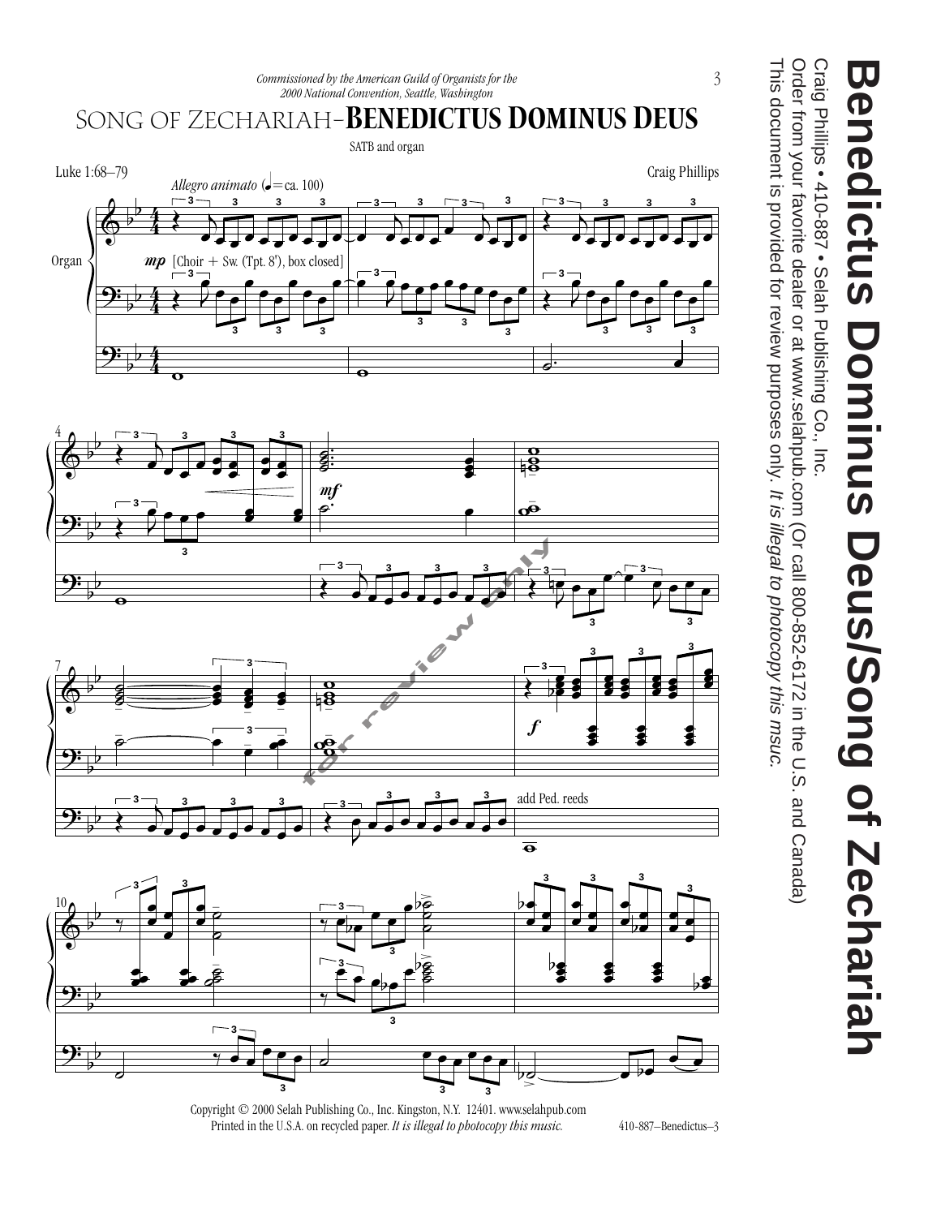*Commissioned by the American Guild of Organists for the 2000 National Convention, Seattle, Washington*

# Song of Zechariah–Benedictus Dominus Deus

SATB and organ

Luke 1:68–79

Craig Phillips

*Allegro animato* (♩=ca. 100)

Organ

*mp* [Choir + Sw. (Tpt. 8'), box closed]

*mf*

*f*

add Ped. reeds

Copyright © 2000 Selah Publishing Co., Inc. Kingston, N.Y. 12401. www.selahpub.com
Printed in the U.S.A. on recycled paper. *It is illegal to photocopy this music.*

410-887—Benedictus–3

**Benedictus Dominus Deus/Song of Zechariah**

Craig Phillips • 410-887 • Selah Publishing Co., Inc.
Order from your favorite dealer or at www.selahpub.com (Or call 800-852-6172 in the U.S. and Canada)
This document is provided for review purposes only. *It is illegal to photocopy this msuc.*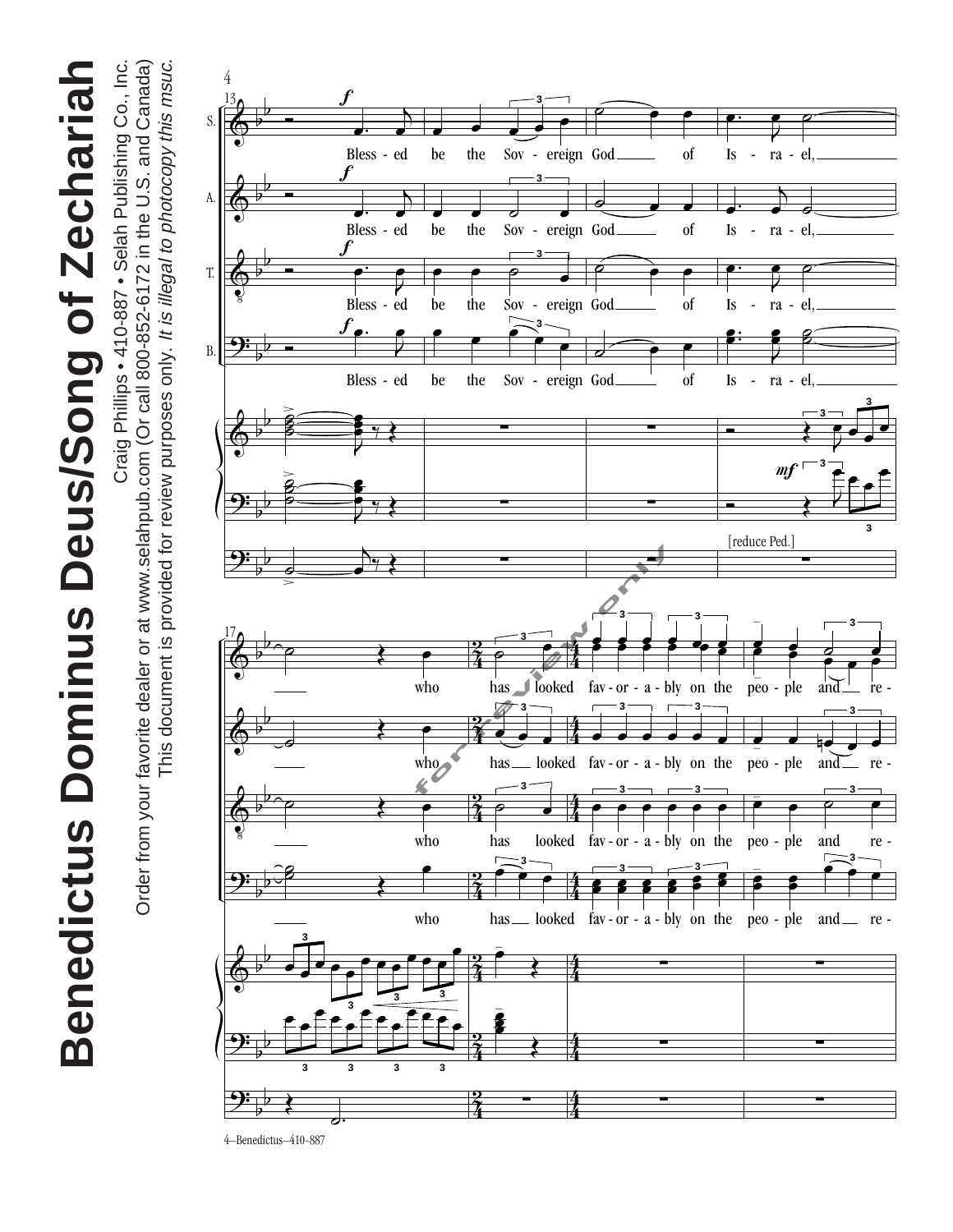# Benedictus Dominus Deus/Song of Zechariah

Craig Phillips • 410-887 • Selah Publishing Co., Inc.

Order from your favorite dealer or at www.selahpub.com (Or call 800-852-6172 in the U.S. and Canada)

This document is provided for review purposes only. *It is illegal to photocopy this msuc.*

Bless - ed be the Sov - ereign God of Is - ra - el,

who has looked fav - or - a - bly on the peo - ple and re -

[reduce Ped.]

4–Benedictus–410-887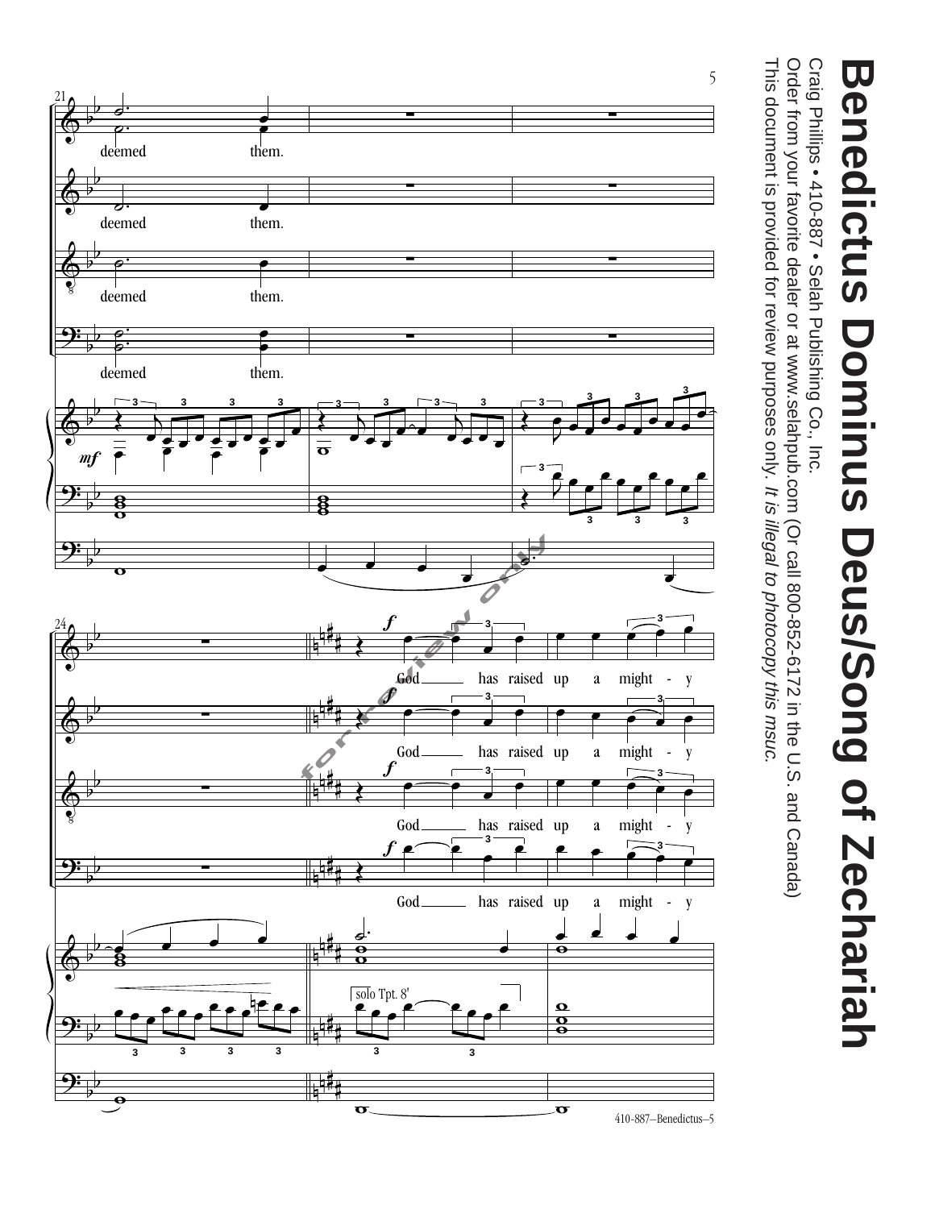# Benedictus Dominus Deus/Song of Zechariah

Craig Phillips • 410-887 • Selah Publishing Co., Inc.

Order from your favorite dealer or at www.selahpub.com (Or call 800-852-6172 in the U.S. and Canada)

This document is provided for review purposes only. *It is illegal to photocopy this msuc.*

deemed them.

deemed them.

deemed them.

deemed them.

*mf*

*f* God has raised up a might - y

*f* God has raised up a might - y

*f* God has raised up a might - y

*f* God has raised up a might - y

solo Tpt. 8'

410-887—Benedictus—5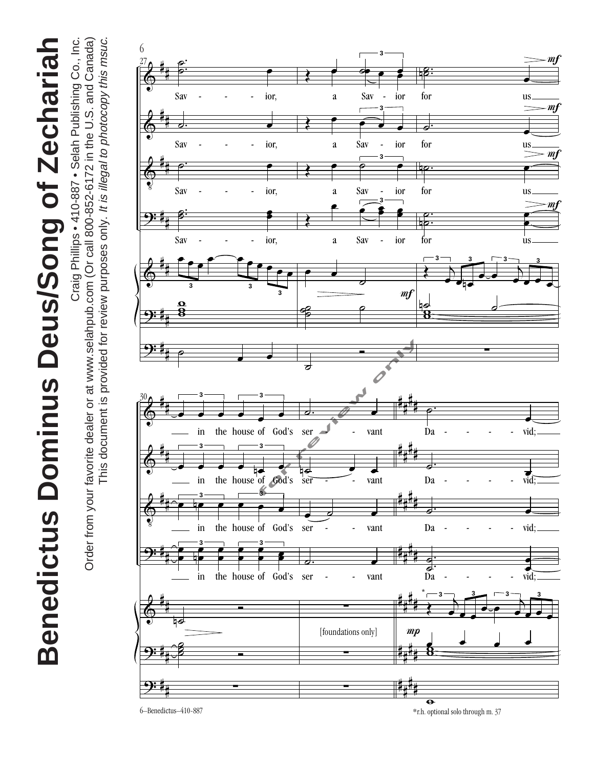# Benedictus Dominus Deus/Song of Zechariah

Craig Phillips • 410-887 • Selah Publishing Co., Inc.

Order from your favorite dealer or at www.selahpub.com (Or call 800-852-6172 in the U.S. and Canada)

This document is provided for review purposes only. *It is illegal to photocopy this msuc.*

Sav - - - ior, a Sav - ior for us in the house of God's ser - vant Da - vid;

[foundations only]

*r.h. optional solo through m. 37

6–Benedictus–410-887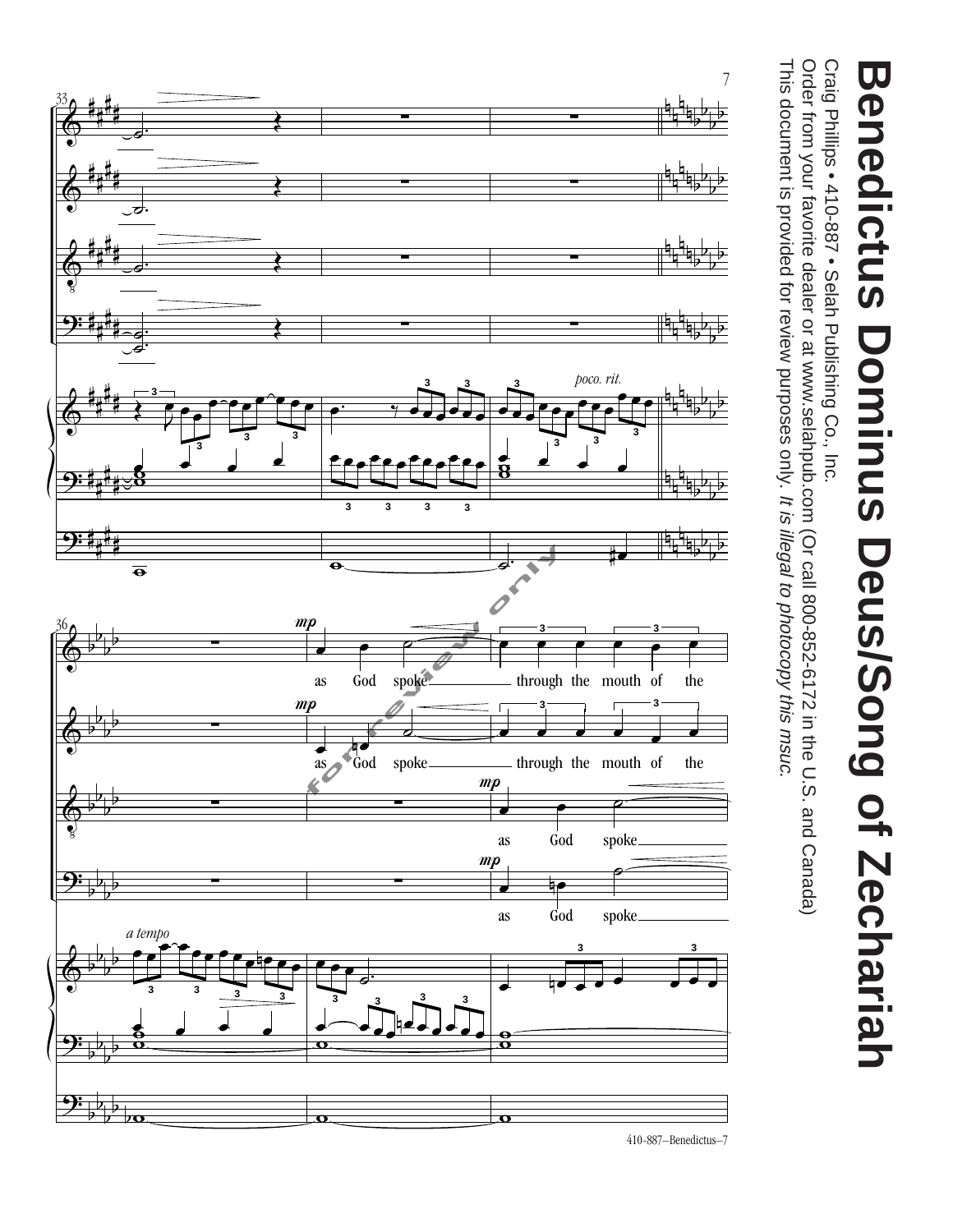# Benedictus Dominus Deus/Song of Zechariah

Craig Phillips • 410-887 • Selah Publishing Co., Inc.

Order from your favorite dealer or at www.selahpub.com (Or call 800-852-6172 in the U.S. and Canada)

This document is provided for review purposes only. *It is illegal to photocopy this msuc.*

33

*poco. rit.*

36

*mp*

as God spoke through the mouth of the

*mp*

as God spoke through the mouth of the

*mp*

as God spoke

*mp*

as God spoke

*a tempo*

for review only

410-887—Benedictus—7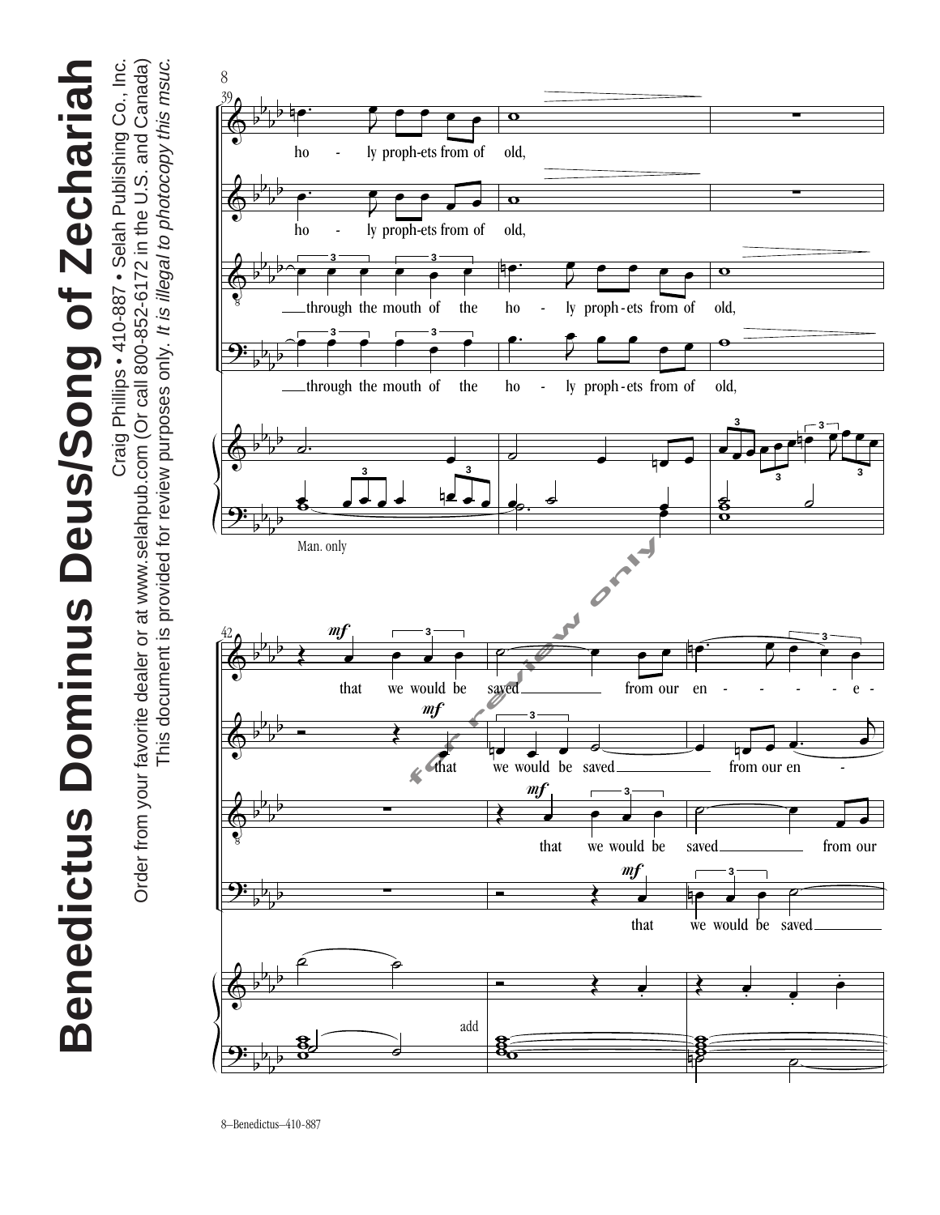# Benedictus Dominus Deus/Song of Zechariah

Craig Phillips • 410-887 • Selah Publishing Co., Inc.

Order from your favorite dealer or at www.selahpub.com (Or call 800-852-6172 in the U.S. and Canada)

This document is provided for review purposes only. *It is illegal to photocopy this msuc.*

39

ho - ly proph-ets from of old,

ho - ly proph-ets from of old,

through the mouth of the ho - ly proph-ets from of old,

through the mouth of the ho - ly proph-ets from of old,

Man. only

42

*mf* that we would be saved from our en - - - - - e -

*mf* that we would be saved from our en -

*mf* that we would be saved from our

*mf* that we would be saved

add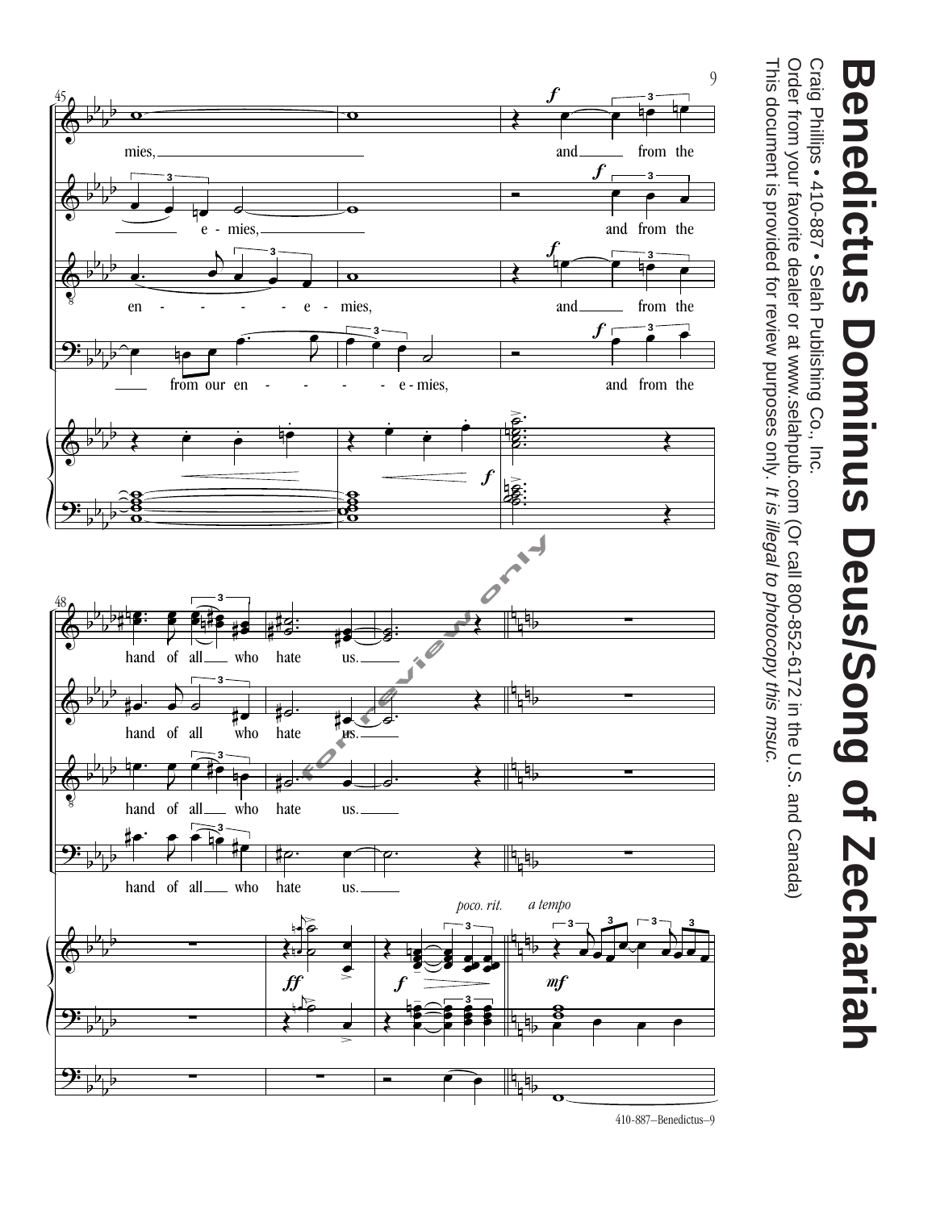# Benedictus Dominus Deus/Song of Zechariah

Craig Phillips • 410-887 • Selah Publishing Co., Inc.

Order from your favorite dealer or at www.selahpub.com (Or call 800-852-6172 in the U.S. and Canada)

This document is provided for review purposes only. *It is illegal to photocopy this msuc.*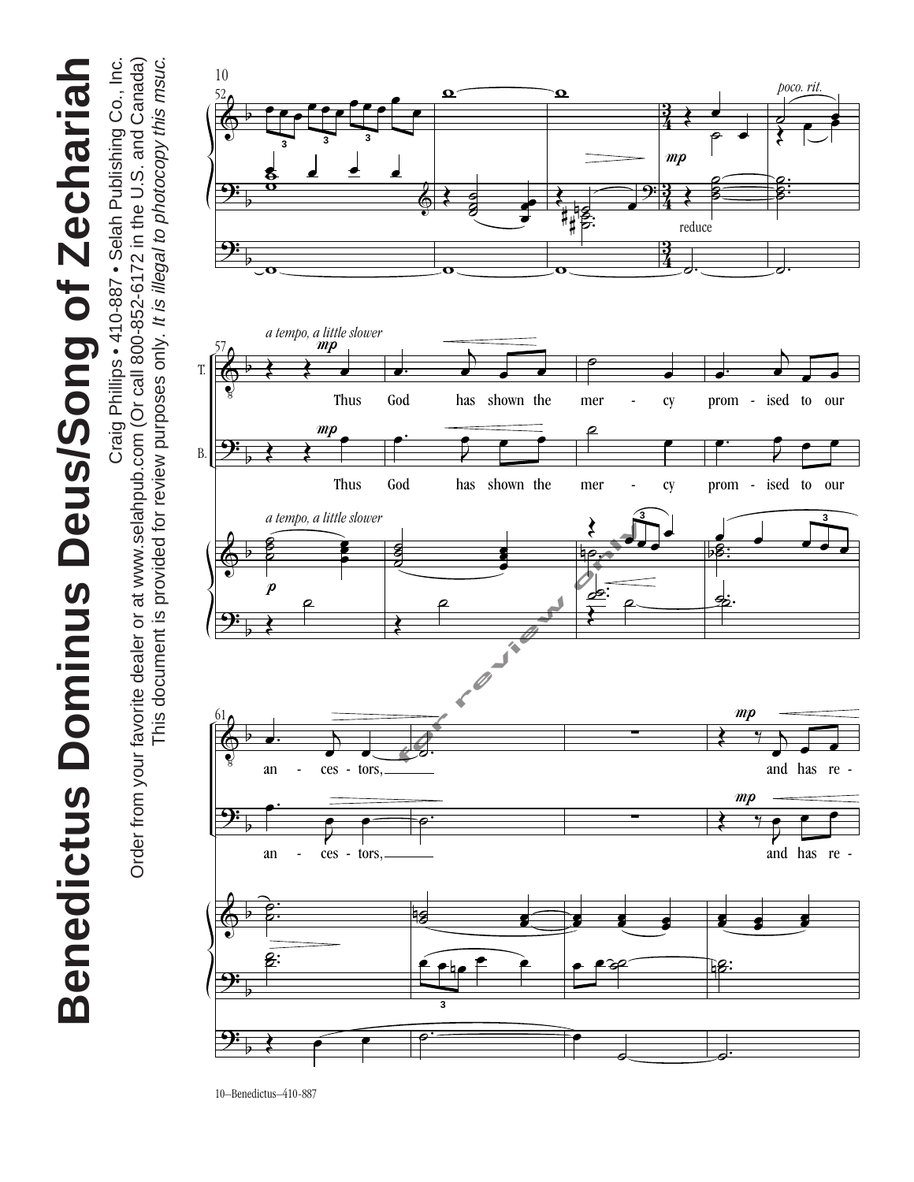# Benedictus Dominus Deus/Song of Zechariah

Craig Phillips • 410-887 • Selah Publishing Co., Inc.

Order from your favorite dealer or at www.selahpub.com (Or call 800-852-6172 in the U.S. and Canada)

This document is provided for review purposes only. *It is illegal to photocopy this msuc.*

52

*poco. rit.*

*mp*

reduce

57

*a tempo, a little slower*

*mp*

T. Thus God has shown the mer - cy prom - ised to our

*mp*

B. Thus God has shown the mer - cy prom - ised to our

*a tempo, a little slower*

*p*

61

*mp*

an - ces - tors, and has re -

*mp*

an - ces - tors, and has re -

10–Benedictus–410-887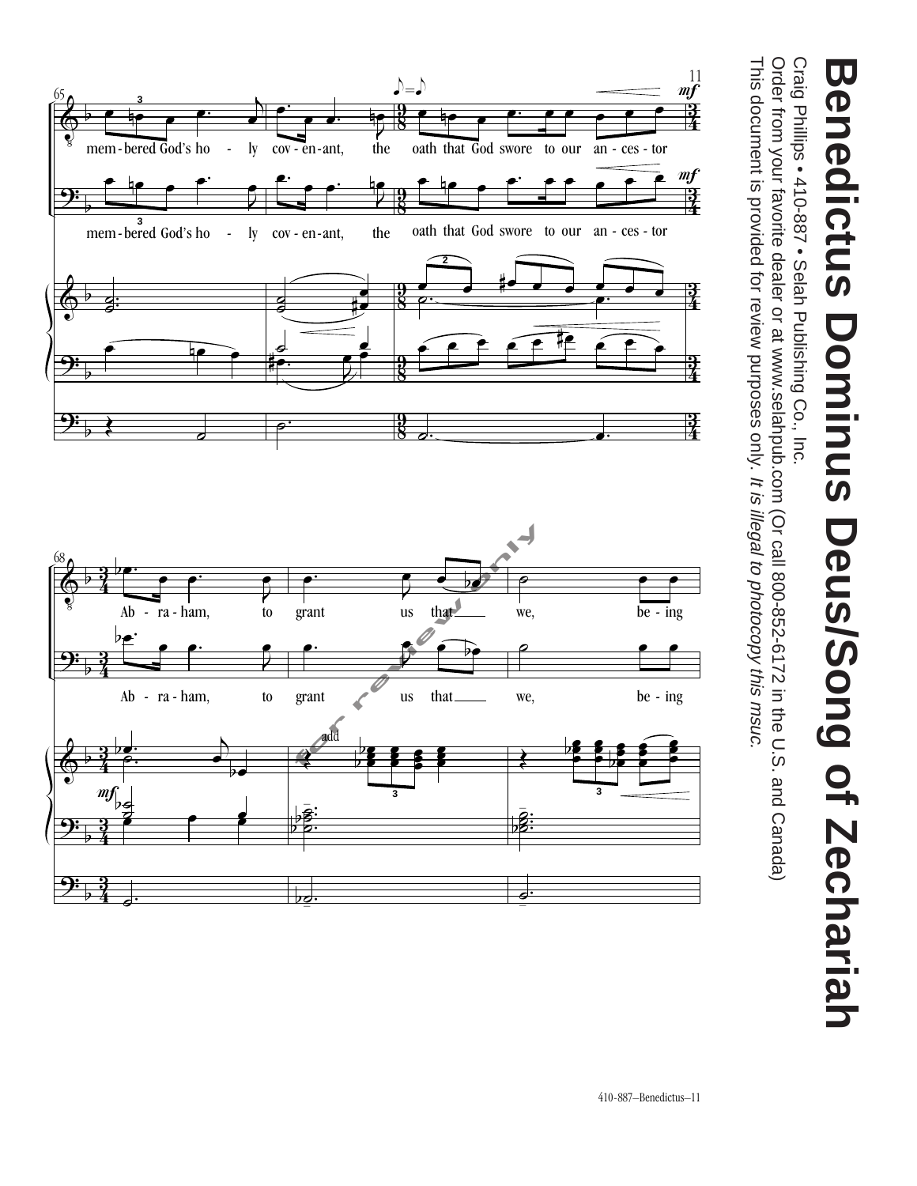# Benedictus Dominus Deus/Song of Zechariah

Craig Phillips • 410-887 • Selah Publishing Co., Inc.

Order from your favorite dealer or at www.selahpub.com (Or call 800-852-6172 in the U.S. and Canada)

This document is provided for review purposes only. *It is illegal to photocopy this msuc.*

65

mem - bered God's ho - ly cov - en - ant, the oath that God swore to our an - ces - tor

mem - bered God's ho - ly cov - en - ant, the oath that God swore to our an - ces - tor

68

Ab - ra - ham, to grant us that we, be - ing

Ab - ra - ham, to grant us that we, be - ing

410-887—Benedictus—11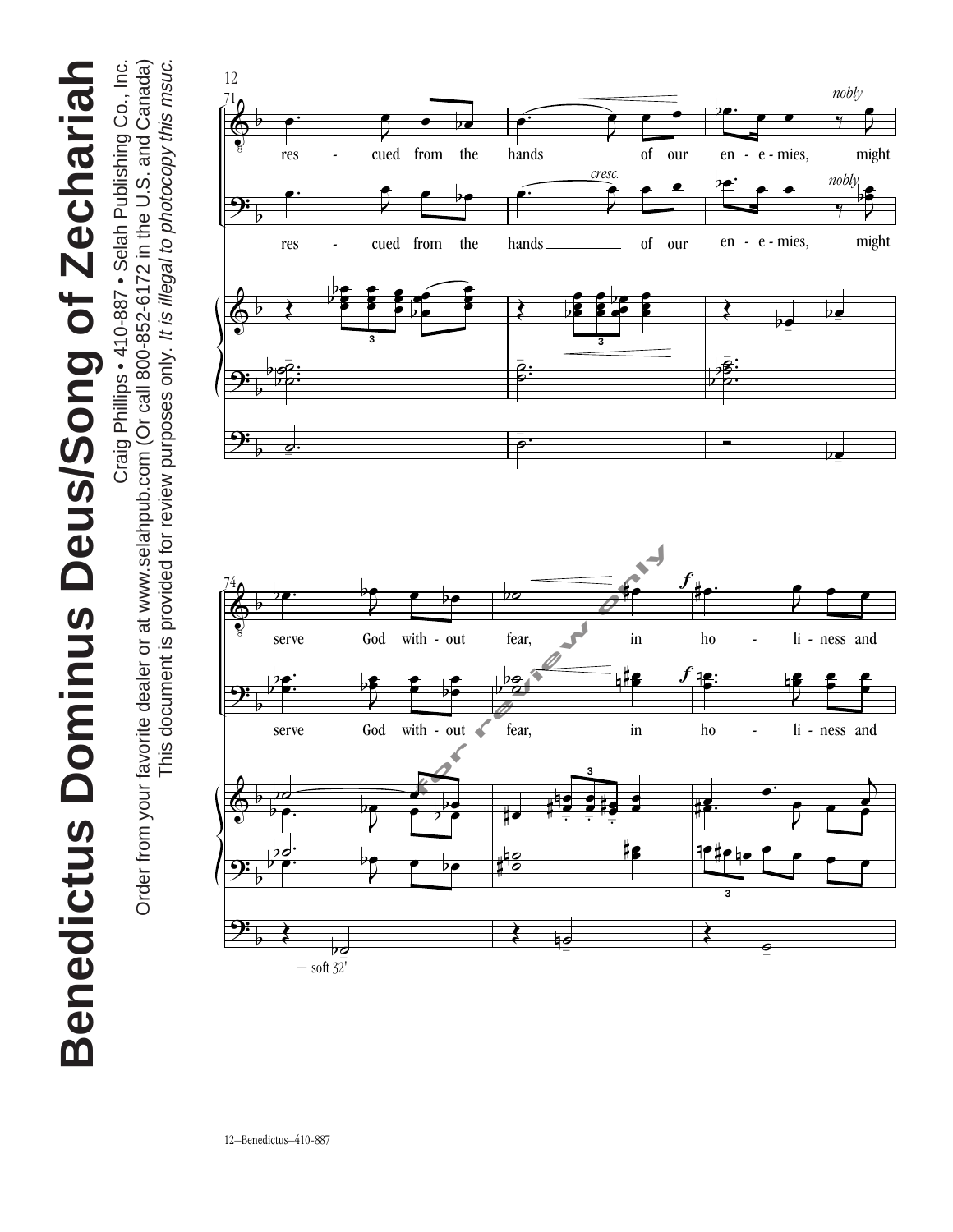# Benedictus Dominus Deus/Song of Zechariah

Craig Phillips • 410-887 • Selah Publishing Co., Inc.

Order from your favorite dealer or at www.selahpub.com (Or call 800-852-6172 in the U.S. and Canada)

This document is provided for review purposes only. *It is illegal to photocopy this msuc.*

71

res - cued from the hands of our en - e - mies, might

*cresc.* *nobly*

74

serve God with - out fear, in ho - li - ness and

+ soft 32′

12–Benedictus–410-887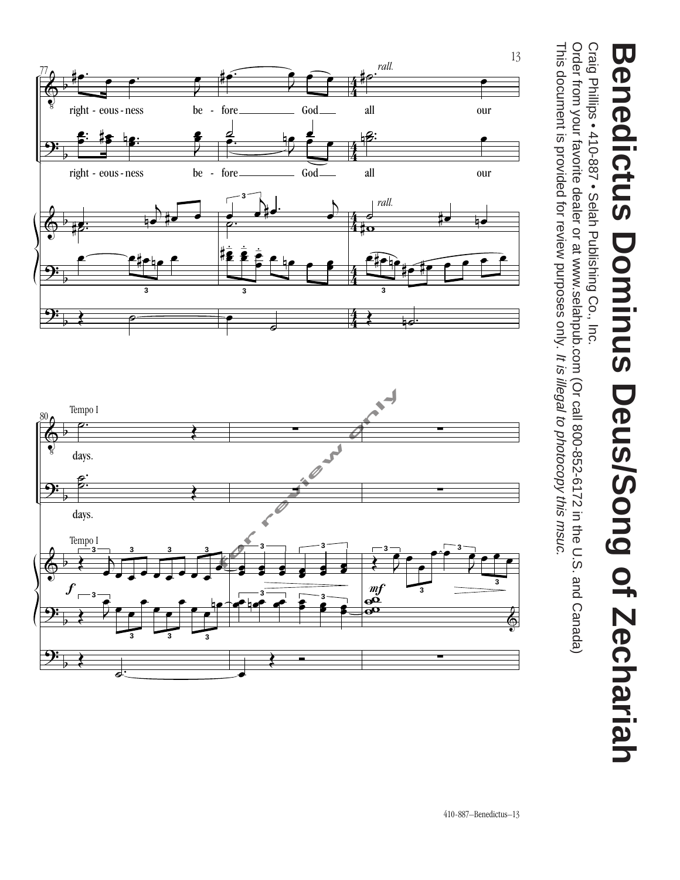# Benedictus Dominus Deus/Song of Zechariah

Craig Phillips • 410-887 • Selah Publishing Co., Inc.

Order from your favorite dealer or at www.selahpub.com (Or call 800-852-6172 in the U.S. and Canada)

This document is provided for review purposes only. *It is illegal to photocopy this msuc.*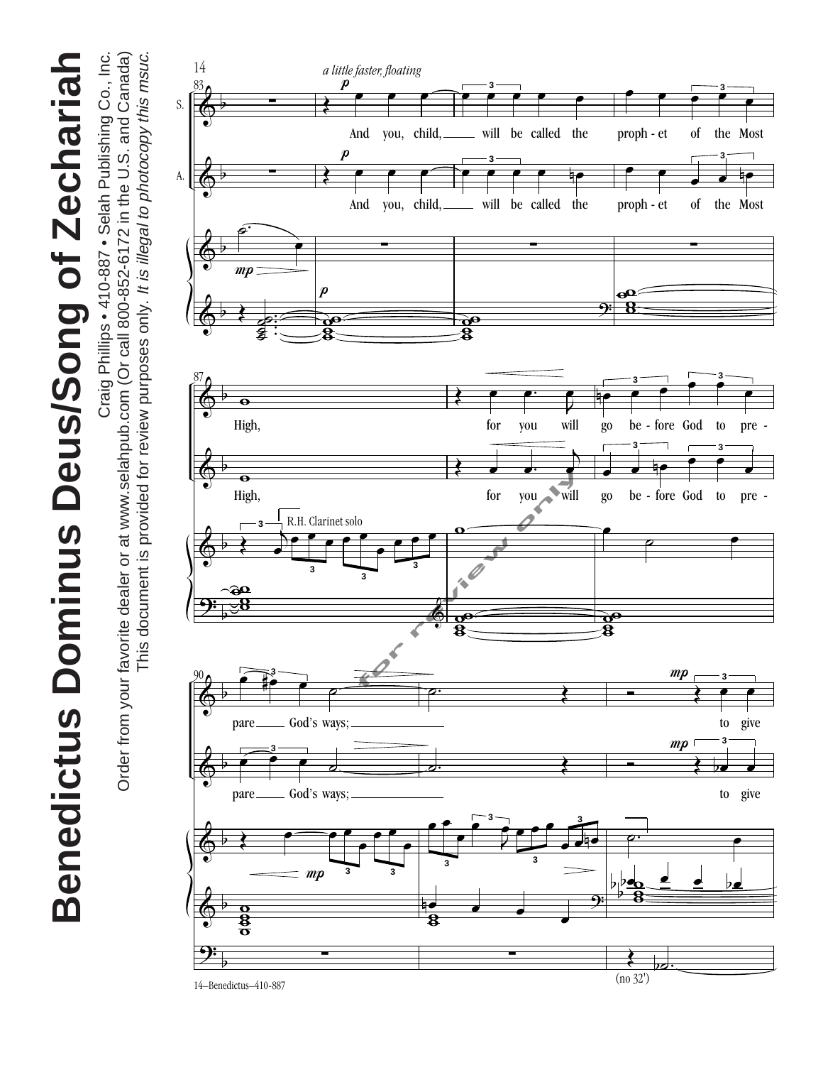# Benedictus Dominus Deus/Song of Zechariah

Craig Phillips • 410-887 • Selah Publishing Co., Inc.

Order from your favorite dealer or at www.selahpub.com (Or call 800-852-6172 in the U.S. and Canada)

This document is provided for review purposes only. *It is illegal to photocopy this msuc.*

*a little faster, floating*

And you, child, will be called the proph - et of the Most High, for you will go be - fore God to pre - pare God's ways; to give

R.H. Clarinet solo

(no 32')

14–Benedictus–410-887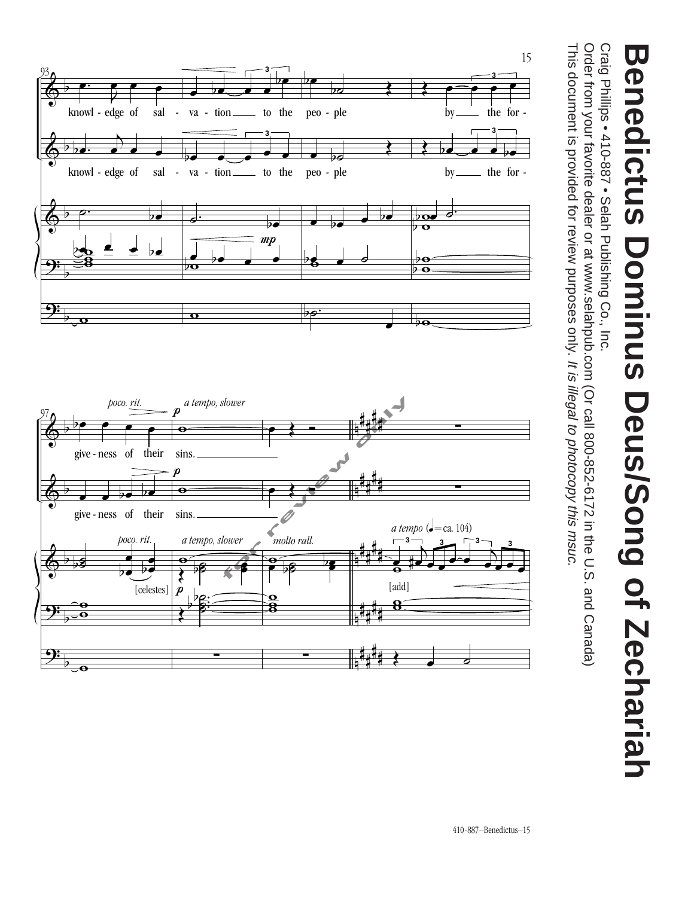# Benedictus Dominus Deus/Song of Zechariah

Craig Phillips • 410-887 • Selah Publishing Co., Inc.

Order from your favorite dealer or at www.selahpub.com (Or call 800-852-6172 in the U.S. and Canada)

This document is provided for review purposes only. *It is illegal to photocopy this msuc.*

knowl - edge of sal - va - tion to the peo - ple by the for -

give - ness of their sins.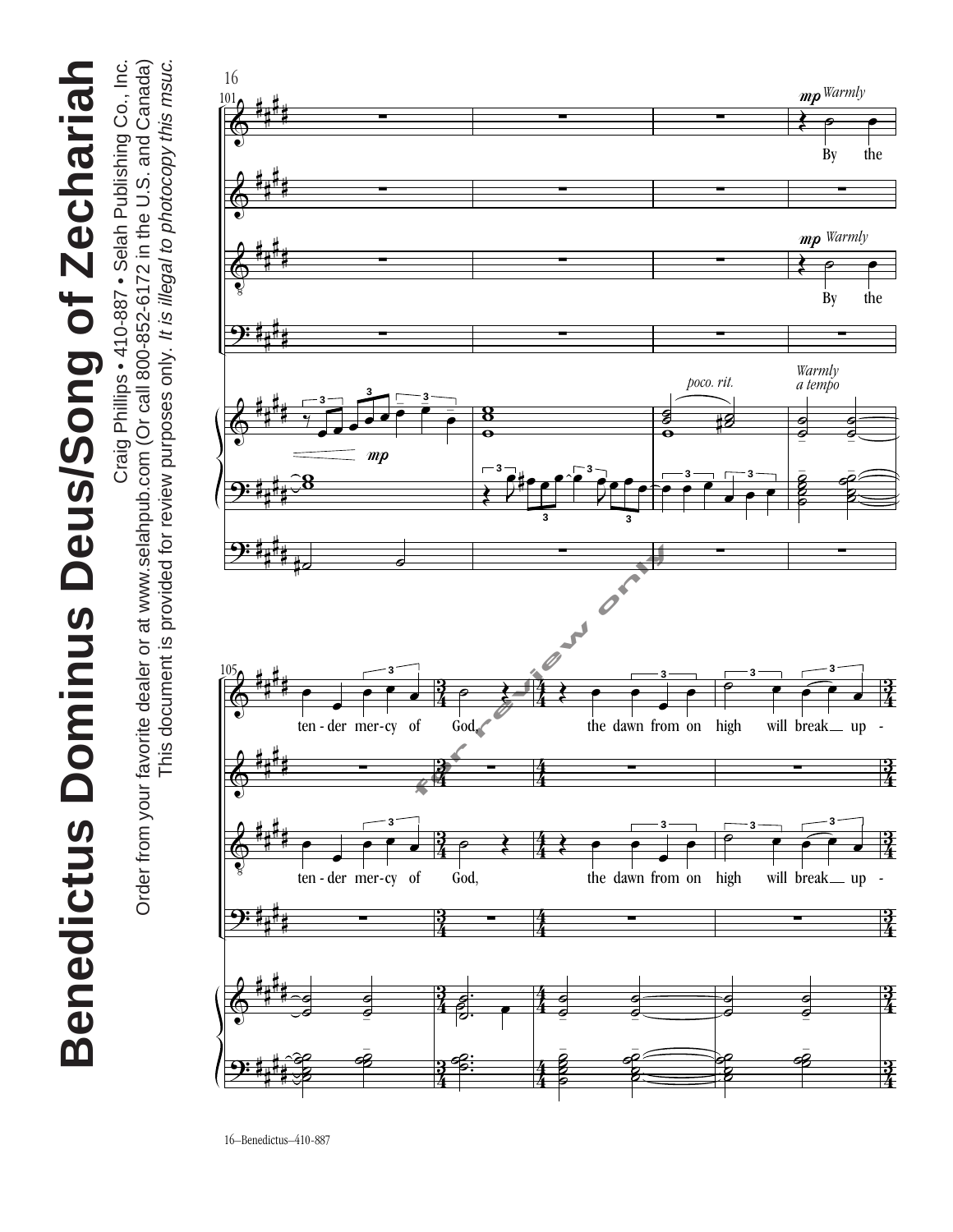# Benedictus Dominus Deus/Song of Zechariah

Craig Phillips • 410-887 • Selah Publishing Co., Inc.

Order from your favorite dealer or at www.selahpub.com (Or call 800-852-6172 in the U.S. and Canada)

This document is provided for review purposes only. *It is illegal to photocopy this msuc.*

101

*mp Warmly*

By the

*mp Warmly*

By the

*mp*

*poco. rit.*

*Warmly a tempo*

105

ten - der mer-cy of God, the dawn from on high will break up -

ten - der mer-cy of God, the dawn from on high will break up -

for review only

16–Benedictus–410-887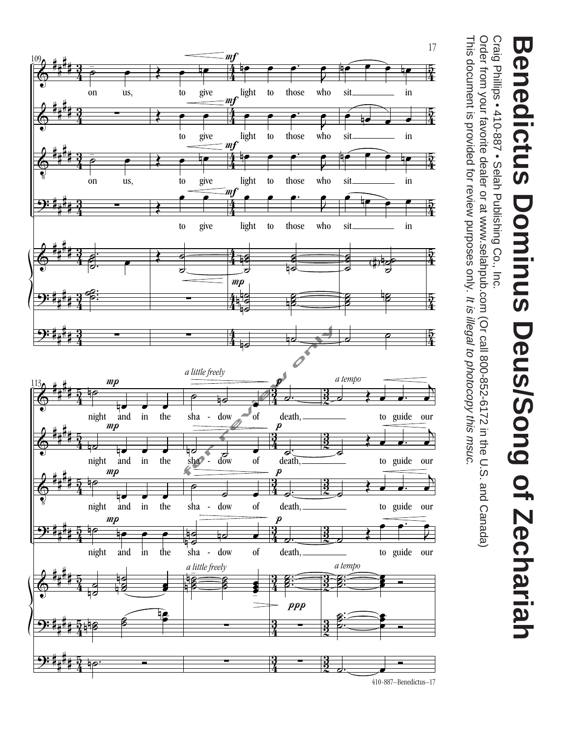# Benedictus Dominus Deus/Song of Zechariah

Craig Phillips • 410-887 • Selah Publishing Co., Inc.

Order from your favorite dealer or at www.selahpub.com (Or call 800-852-6172 in the U.S. and Canada)

This document is provided for review purposes only. *It is illegal to photocopy this msuc.*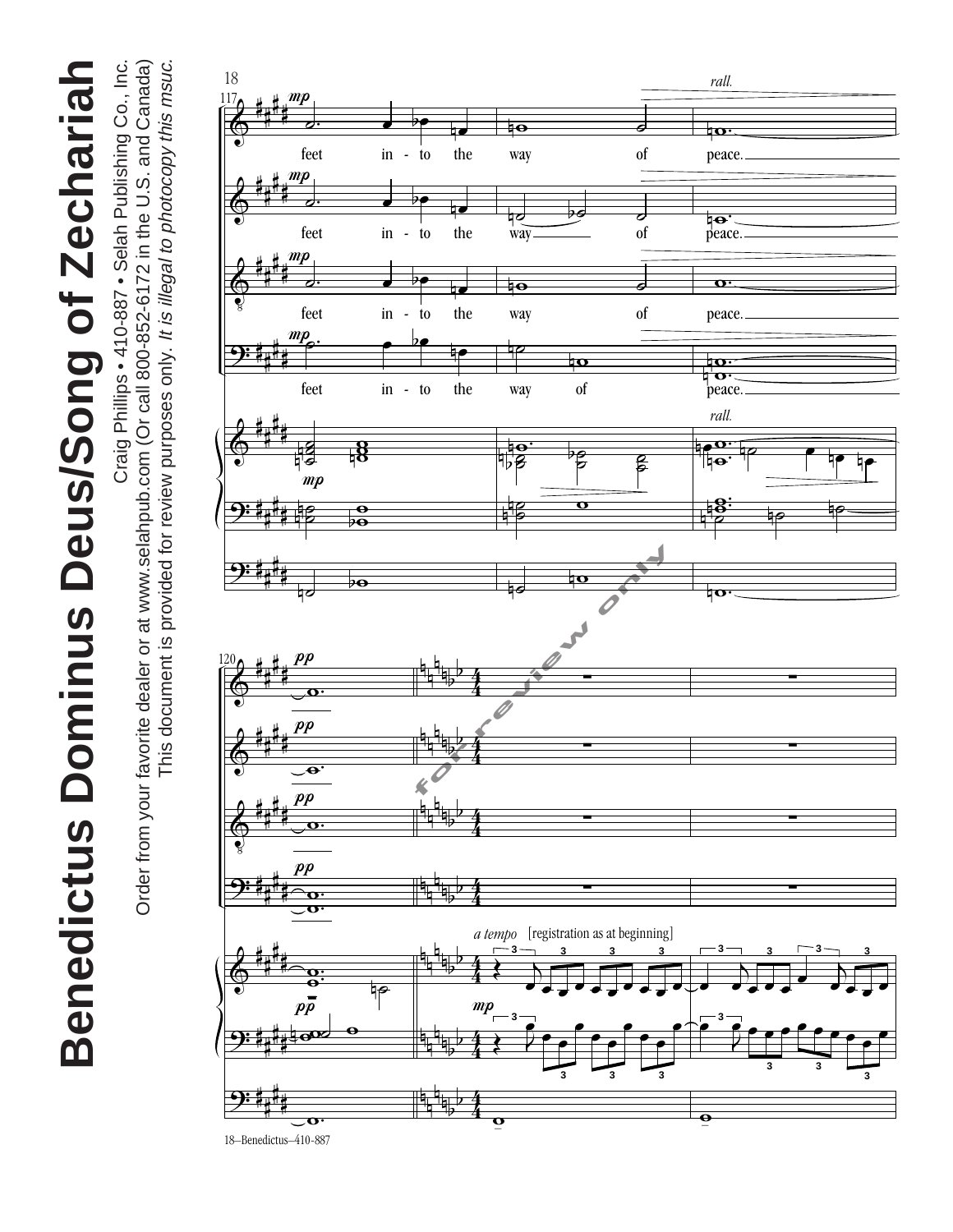# Benedictus Dominus Deus/Song of Zechariah

Craig Phillips • 410-887 • Selah Publishing Co., Inc.

Order from your favorite dealer or at www.selahpub.com (Or call 800-852-6172 in the U.S. and Canada)

This document is provided for review purposes only. *It is illegal to photocopy this msuc.*

feet in - to the way of peace.

feet in - to the way of peace.

feet in - to the way of peace.

feet in - to the way of peace.

*rall.*

*a tempo* [registration as at beginning]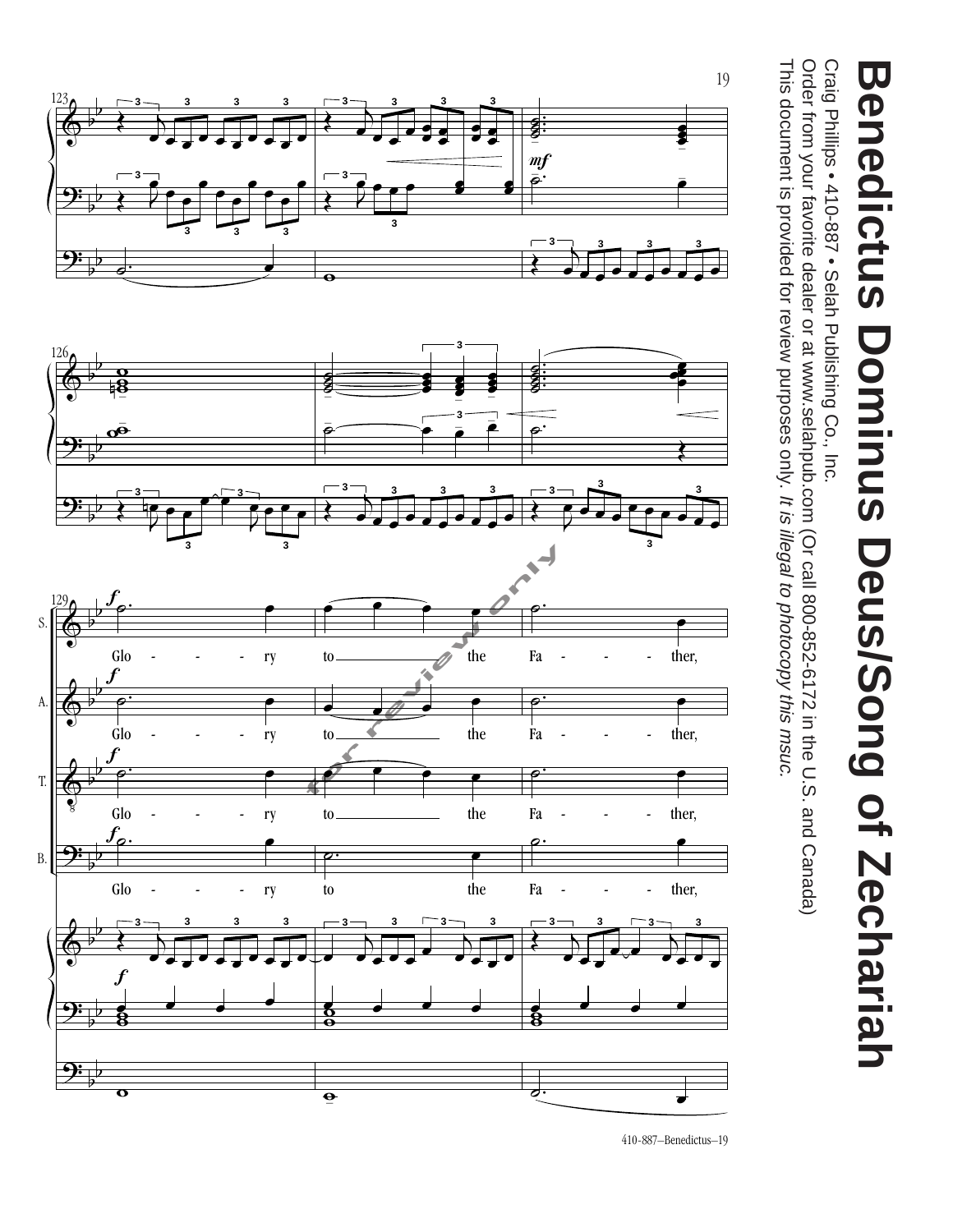# Benedictus Dominus Deus/Song of Zechariah

Craig Phillips • 410-887 • Selah Publishing Co., Inc.

Order from your favorite dealer or at www.selahpub.com (Or call 800-852-6172 in the U.S. and Canada)

This document is provided for review purposes only. *It is illegal to photocopy this msuc.*

S. Glo - - - ry to the Fa - - - ther,

A. Glo - - - ry to the Fa - - - ther,

T. Glo - - - ry to the Fa - - - ther,

B. Glo - - - ry to the Fa - - - ther,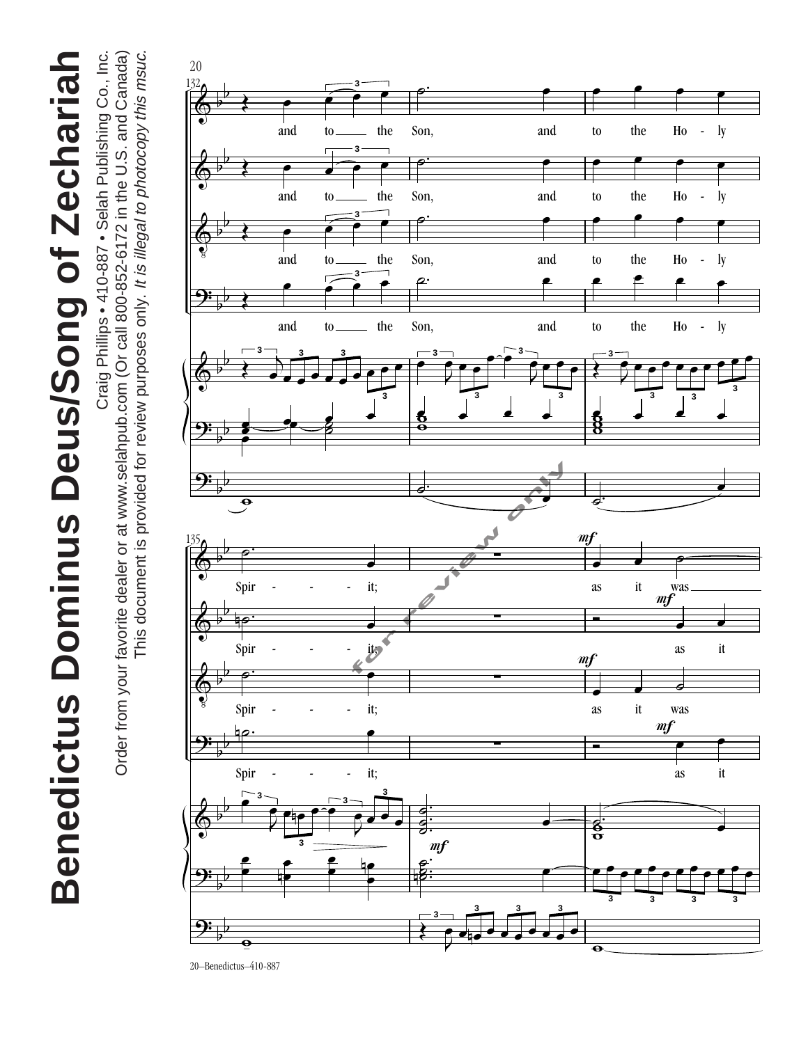# Benedictus Dominus Deus/Song of Zechariah

Craig Phillips • 410-887 • Selah Publishing Co., Inc.

Order from your favorite dealer or at www.selahpub.com (Or call 800-852-6172 in the U.S. and Canada)

This document is provided for review purposes only. *It is illegal to photocopy this msuc.*

and to the Son, and to the Ho - ly

Spir - - - it; as it was

for review only

20–Benedictus–410-887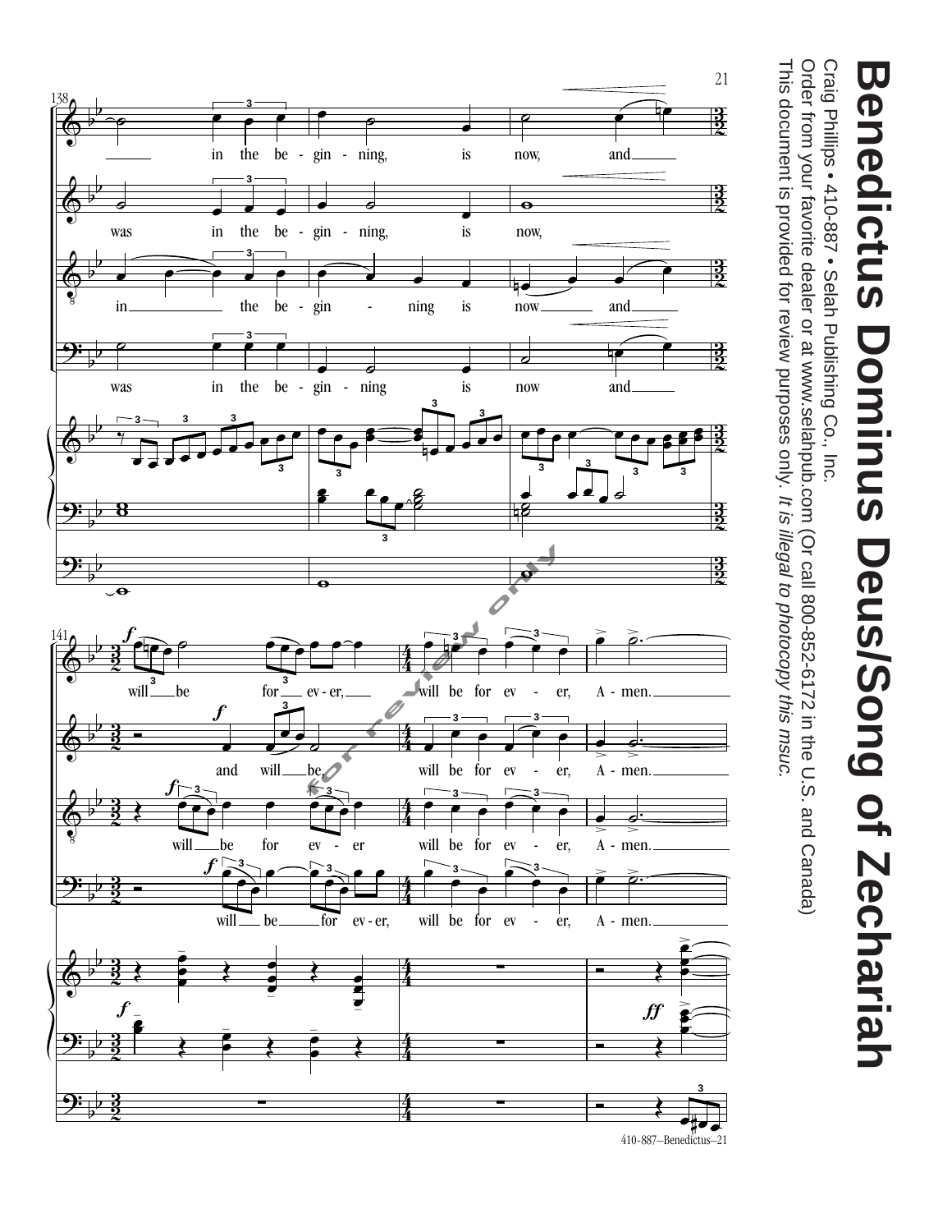# Benedictus Dominus Deus/Song of Zechariah

Craig Phillips • 410-887 • Selah Publishing Co., Inc.

Order from your favorite dealer or at www.selahpub.com (Or call 800-852-6172 in the U.S. and Canada)

This document is provided for review purposes only. *It is illegal to photocopy this msuc.*

138

in the be - gin - ning, is now, and

was in the be - gin - ning, is now,

in the be - gin - ning is now and

was in the be - gin - ning is now and

141

will be for ev - er, will be for ev - er, A - men.

and will be, will be for ev - er, A - men.

will be for ev - er will be for ev - er, A - men.

will be for ev - er, will be for ev - er, A - men.

for review only

410-887—Benedictus—21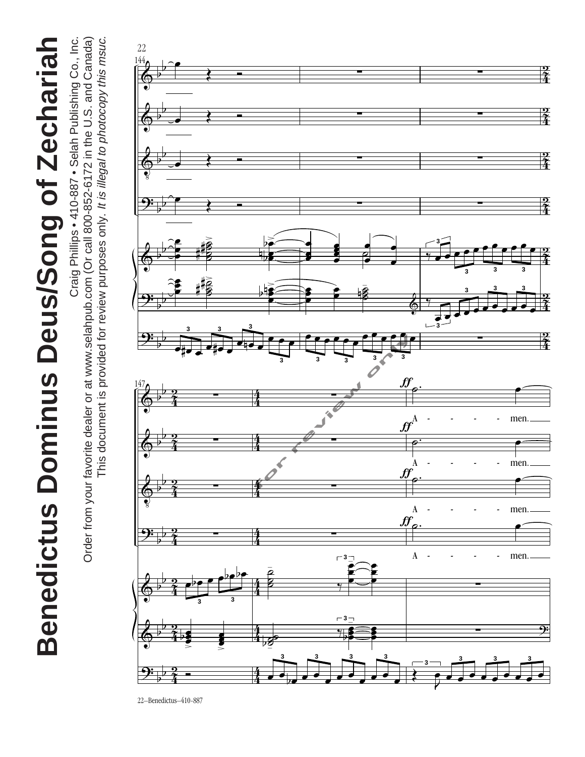# Benedictus Dominus Deus/Song of Zechariah

Craig Phillips • 410-887 • Selah Publishing Co., Inc.

Order from your favorite dealer or at www.selahpub.com (Or call 800-852-6172 in the U.S. and Canada)

This document is provided for review purposes only. *It is illegal to photocopy this msuc.*

A - - - - - men.

A - - - - - men.

A - - - - - men.

A - - - - - men.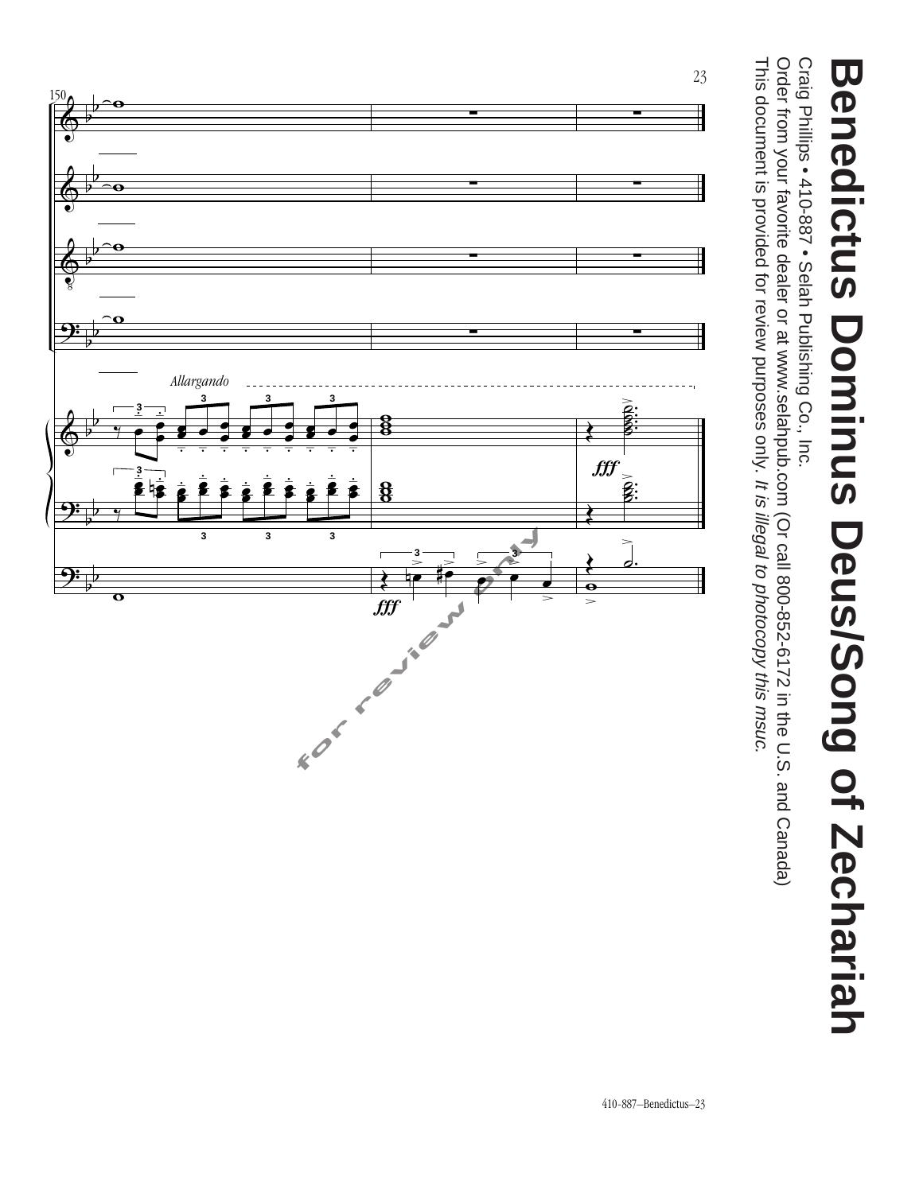# Benedictus Dominus Deus/Song of Zechariah

Craig Phillips • 410-887 • Selah Publishing Co., Inc.

Order from your favorite dealer or at www.selahpub.com (Or call 800-852-6172 in the U.S. and Canada)

This document is provided for review purposes only. *It is illegal to photocopy this msuc.*

*Allargando*

*fff*

*fff*

for review only